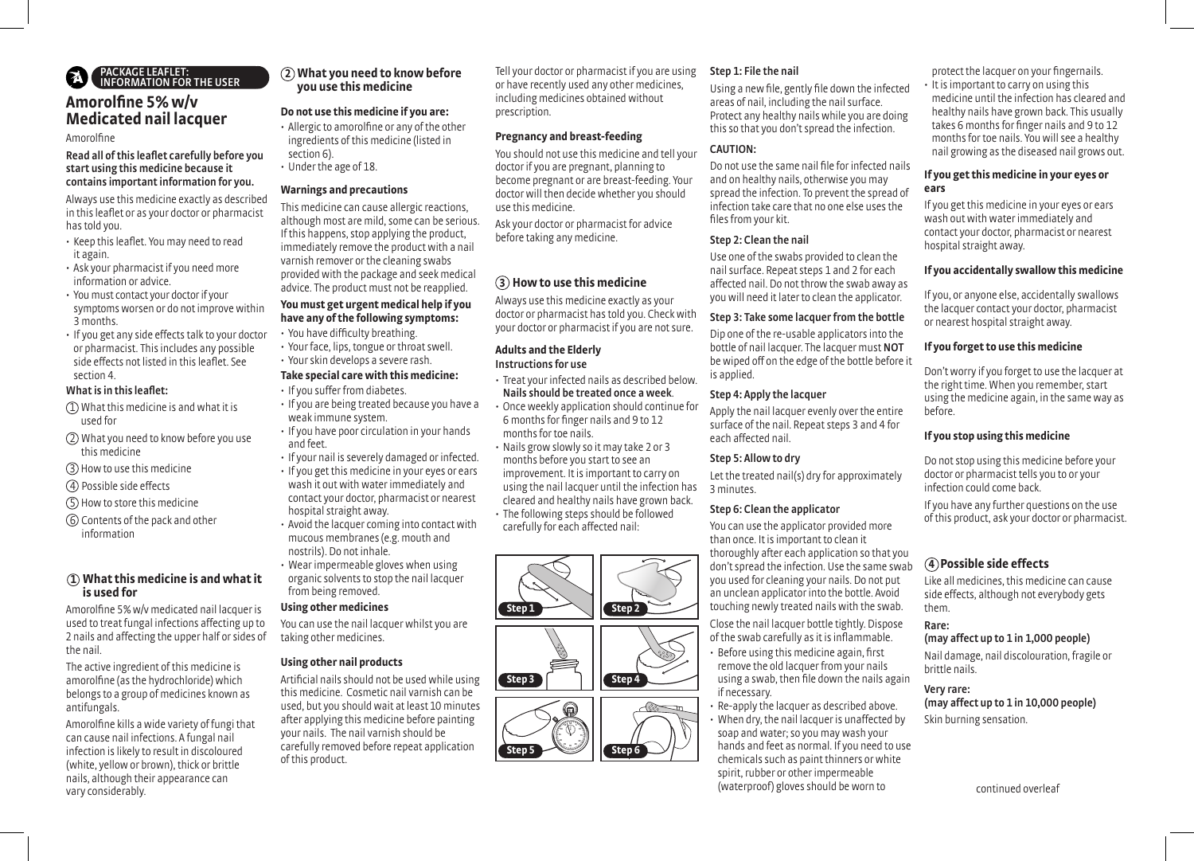PACKAGE LEAFLET: INFORMATION FOR THE USER

# Amorolfine 5% w/v Medicated nail lacquer

Amorolfine

**Read all of this leaflet carefully before you start using this medicine because it contains important information for you.**

Always use this medicine exactly as described in this leaflet or as your doctor or pharmacist has told you.

- Keep this leaflet. You may need to read it again.
- Ask your pharmacist if you need more information or advice.
- You must contact your doctor if your symptoms worsen or do not improve within 3 months.
- If you get any side effects talk to your doctor or pharmacist. This includes any possible side effects not listed in this leaflet. See section 4.

**What is in this leaflet:**

1. What this medicine is and what it is used for
2. What you need to know before you use this medicine
3. How to use this medicine
4. Possible side effects
5. How to store this medicine
6. Contents of the pack and other information

## 1 What this medicine is and what it is used for

Amorolfine 5% w/v medicated nail lacquer is used to treat fungal infections affecting up to 2 nails and affecting the upper half or sides of the nail.

The active ingredient of this medicine is amorolfine (as the hydrochloride) which belongs to a group of medicines known as antifungals.

Amorolfine kills a wide variety of fungi that can cause nail infections. A fungal nail infection is likely to result in discoloured (white, yellow or brown), thick or brittle nails, although their appearance can vary considerably.

## 2 What you need to know before you use this medicine

**Do not use this medicine if you are:**

- Allergic to amorolfine or any of the other ingredients of this medicine (listed in section 6).
- Under the age of 18.

**Warnings and precautions**

This medicine can cause allergic reactions, although most are mild, some can be serious. If this happens, stop applying the product, immediately remove the product with a nail varnish remover or the cleaning swabs provided with the package and seek medical advice. The product must not be reapplied.

**You must get urgent medical help if you have any of the following symptoms:**

- You have difficulty breathing.
- Your face, lips, tongue or throat swell.
- Your skin develops a severe rash.

**Take special care with this medicine:**

- If you suffer from diabetes.
- If you are being treated because you have a weak immune system.
- If you have poor circulation in your hands and feet.
- If your nail is severely damaged or infected.
- If you get this medicine in your eyes or ears wash it out with water immediately and contact your doctor, pharmacist or nearest hospital straight away.
- Avoid the lacquer coming into contact with mucous membranes (e.g. mouth and nostrils). Do not inhale.
- Wear impermeable gloves when using organic solvents to stop the nail lacquer from being removed.

**Using other medicines**

You can use the nail lacquer whilst you are taking other medicines.

**Using other nail products**

Artificial nails should not be used while using this medicine. Cosmetic nail varnish can be used, but you should wait at least 10 minutes after applying this medicine before painting your nails. The nail varnish should be carefully removed before repeat application of this product.

Tell your doctor or pharmacist if you are using or have recently used any other medicines, including medicines obtained without prescription.

**Pregnancy and breast-feeding**

You should not use this medicine and tell your doctor if you are pregnant, planning to become pregnant or are breast-feeding. Your doctor will then decide whether you should use this medicine.

Ask your doctor or pharmacist for advice before taking any medicine.

## 3 How to use this medicine

Always use this medicine exactly as your doctor or pharmacist has told you. Check with your doctor or pharmacist if you are not sure.

**Adults and the Elderly**
**Instructions for use**

- Treat your infected nails as described below. **Nails should be treated once a week**.
- Once weekly application should continue for 6 months for finger nails and 9 to 12 months for toe nails.
- Nails grow slowly so it may take 2 or 3 months before you start to see an improvement. It is important to carry on using the nail lacquer until the infection has cleared and healthy nails have grown back.
- The following steps should be followed carefully for each affected nail:

Step 1 | Step 2 | Step 3 | Step 4 | Step 5 | Step 6

**Step 1: File the nail**

Using a new file, gently file down the infected areas of nail, including the nail surface. Protect any healthy nails while you are doing this so that you don't spread the infection.

**CAUTION:**

Do not use the same nail file for infected nails and on healthy nails, otherwise you may spread the infection. To prevent the spread of infection take care that no one else uses the files from your kit.

**Step 2: Clean the nail**

Use one of the swabs provided to clean the nail surface. Repeat steps 1 and 2 for each affected nail. Do not throw the swab away as you will need it later to clean the applicator.

**Step 3: Take some lacquer from the bottle**

Dip one of the re-usable applicators into the bottle of nail lacquer. The lacquer must **NOT** be wiped off on the edge of the bottle before it is applied.

**Step 4: Apply the lacquer**

Apply the nail lacquer evenly over the entire surface of the nail. Repeat steps 3 and 4 for each affected nail.

**Step 5: Allow to dry**

Let the treated nail(s) dry for approximately 3 minutes.

**Step 6: Clean the applicator**

You can use the applicator provided more than once. It is important to clean it thoroughly after each application so that you don't spread the infection. Use the same swab you used for cleaning your nails. Do not put an unclean applicator into the bottle. Avoid touching newly treated nails with the swab.

Close the nail lacquer bottle tightly. Dispose of the swab carefully as it is inflammable.

- Before using this medicine again, first remove the old lacquer from your nails using a swab, then file down the nails again if necessary.
- Re-apply the lacquer as described above.
- When dry, the nail lacquer is unaffected by soap and water; so you may wash your hands and feet as normal. If you need to use chemicals such as paint thinners or white spirit, rubber or other impermeable (waterproof) gloves should be worn to protect the lacquer on your fingernails.
- It is important to carry on using this medicine until the infection has cleared and healthy nails have grown back. This usually takes 6 months for finger nails and 9 to 12 months for toe nails. You will see a healthy nail growing as the diseased nail grows out.

**If you get this medicine in your eyes or ears**

If you get this medicine in your eyes or ears wash out with water immediately and contact your doctor, pharmacist or nearest hospital straight away.

**If you accidentally swallow this medicine**

If you, or anyone else, accidentally swallows the lacquer contact your doctor, pharmacist or nearest hospital straight away.

**If you forget to use this medicine**

Don't worry if you forget to use the lacquer at the right time. When you remember, start using the medicine again, in the same way as before.

**If you stop using this medicine**

Do not stop using this medicine before your doctor or pharmacist tells you to or your infection could come back.

If you have any further questions on the use of this product, ask your doctor or pharmacist.

## 4 Possible side effects

Like all medicines, this medicine can cause side effects, although not everybody gets them.

**Rare:**
**(may affect up to 1 in 1,000 people)**

Nail damage, nail discolouration, fragile or brittle nails.

**Very rare:**
**(may affect up to 1 in 10,000 people)**

Skin burning sensation.

continued overleaf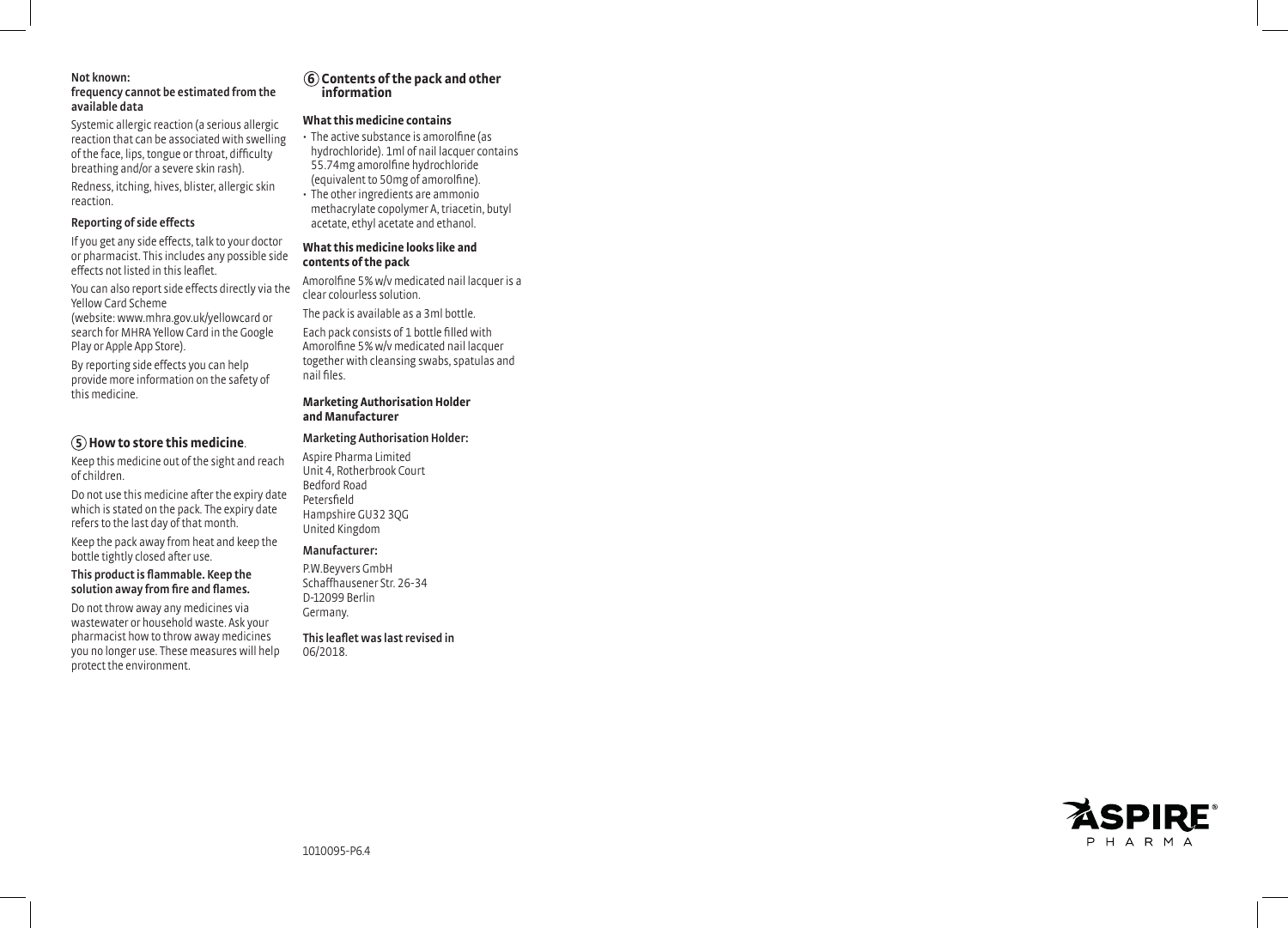**Not known:**
**frequency cannot be estimated from the available data**

Systemic allergic reaction (a serious allergic reaction that can be associated with swelling of the face, lips, tongue or throat, difficulty breathing and/or a severe skin rash).

Redness, itching, hives, blister, allergic skin reaction.

**Reporting of side effects**

If you get any side effects, talk to your doctor or pharmacist. This includes any possible side effects not listed in this leaflet.

You can also report side effects directly via the Yellow Card Scheme
(website: www.mhra.gov.uk/yellowcard or search for MHRA Yellow Card in the Google Play or Apple App Store).

By reporting side effects you can help provide more information on the safety of this medicine.

## 5 How to store this medicine.

Keep this medicine out of the sight and reach of children.

Do not use this medicine after the expiry date which is stated on the pack. The expiry date refers to the last day of that month.

Keep the pack away from heat and keep the bottle tightly closed after use.

**This product is flammable. Keep the solution away from fire and flames.**

Do not throw away any medicines via wastewater or household waste. Ask your pharmacist how to throw away medicines you no longer use. These measures will help protect the environment.

## 6 Contents of the pack and other information

**What this medicine contains**

- The active substance is amorolfine (as hydrochloride). 1ml of nail lacquer contains 55.74mg amorolfine hydrochloride (equivalent to 50mg of amorolfine).
- The other ingredients are ammonio methacrylate copolymer A, triacetin, butyl acetate, ethyl acetate and ethanol.

**What this medicine looks like and contents of the pack**

Amorolfine 5% w/v medicated nail lacquer is a clear colourless solution.

The pack is available as a 3ml bottle.

Each pack consists of 1 bottle filled with Amorolfine 5% w/v medicated nail lacquer together with cleansing swabs, spatulas and nail files.

**Marketing Authorisation Holder and Manufacturer**

**Marketing Authorisation Holder:**

Aspire Pharma Limited
Unit 4, Rotherbrook Court
Bedford Road
Petersfield
Hampshire GU32 3QG
United Kingdom

**Manufacturer:**

P.W.Beyvers GmbH
Schaffhausener Str. 26-34
D-12099 Berlin
Germany.

**This leaflet was last revised in**
06/2018.

1010095-P6.4

ASPIRE PHARMA